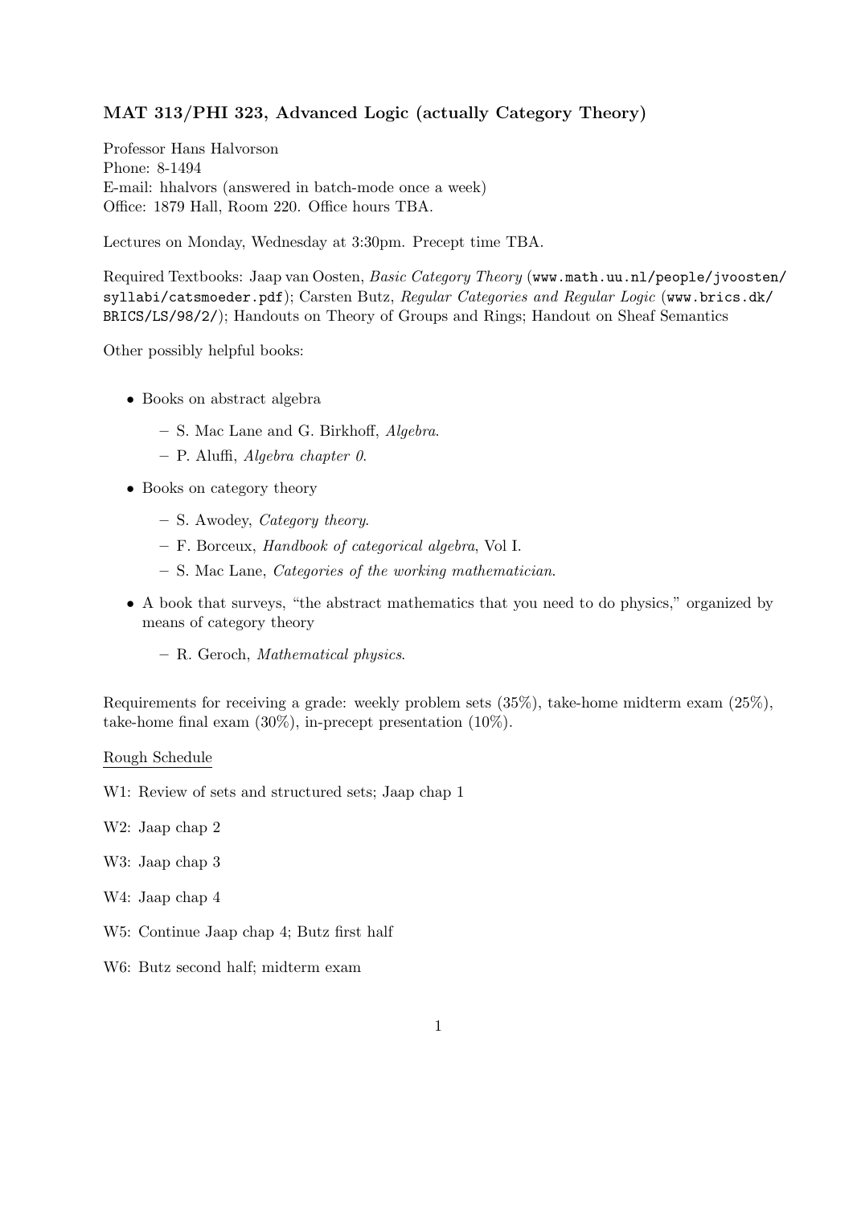## MAT 313/PHI 323, Advanced Logic (actually Category Theory)

Professor Hans Halvorson
Phone: 8-1494
E-mail: hhalvors (answered in batch-mode once a week)
Office: 1879 Hall, Room 220. Office hours TBA.

Lectures on Monday, Wednesday at 3:30pm. Precept time TBA.

Required Textbooks: Jaap van Oosten, *Basic Category Theory* (`www.math.uu.nl/people/jvoosten/syllabi/catsmoeder.pdf`); Carsten Butz, *Regular Categories and Regular Logic* (`www.brics.dk/BRICS/LS/98/2/`); Handouts on Theory of Groups and Rings; Handout on Sheaf Semantics

Other possibly helpful books:

- Books on abstract algebra
  - S. Mac Lane and G. Birkhoff, *Algebra*.
  - P. Aluffi, *Algebra chapter 0*.
- Books on category theory
  - S. Awodey, *Category theory*.
  - F. Borceux, *Handbook of categorical algebra*, Vol I.
  - S. Mac Lane, *Categories of the working mathematician*.
- A book that surveys, "the abstract mathematics that you need to do physics," organized by means of category theory
  - R. Geroch, *Mathematical physics*.

Requirements for receiving a grade: weekly problem sets (35%), take-home midterm exam (25%), take-home final exam (30%), in-precept presentation (10%).

<u>Rough Schedule</u>

W1: Review of sets and structured sets; Jaap chap 1

W2: Jaap chap 2

W3: Jaap chap 3

W4: Jaap chap 4

W5: Continue Jaap chap 4; Butz first half

W6: Butz second half; midterm exam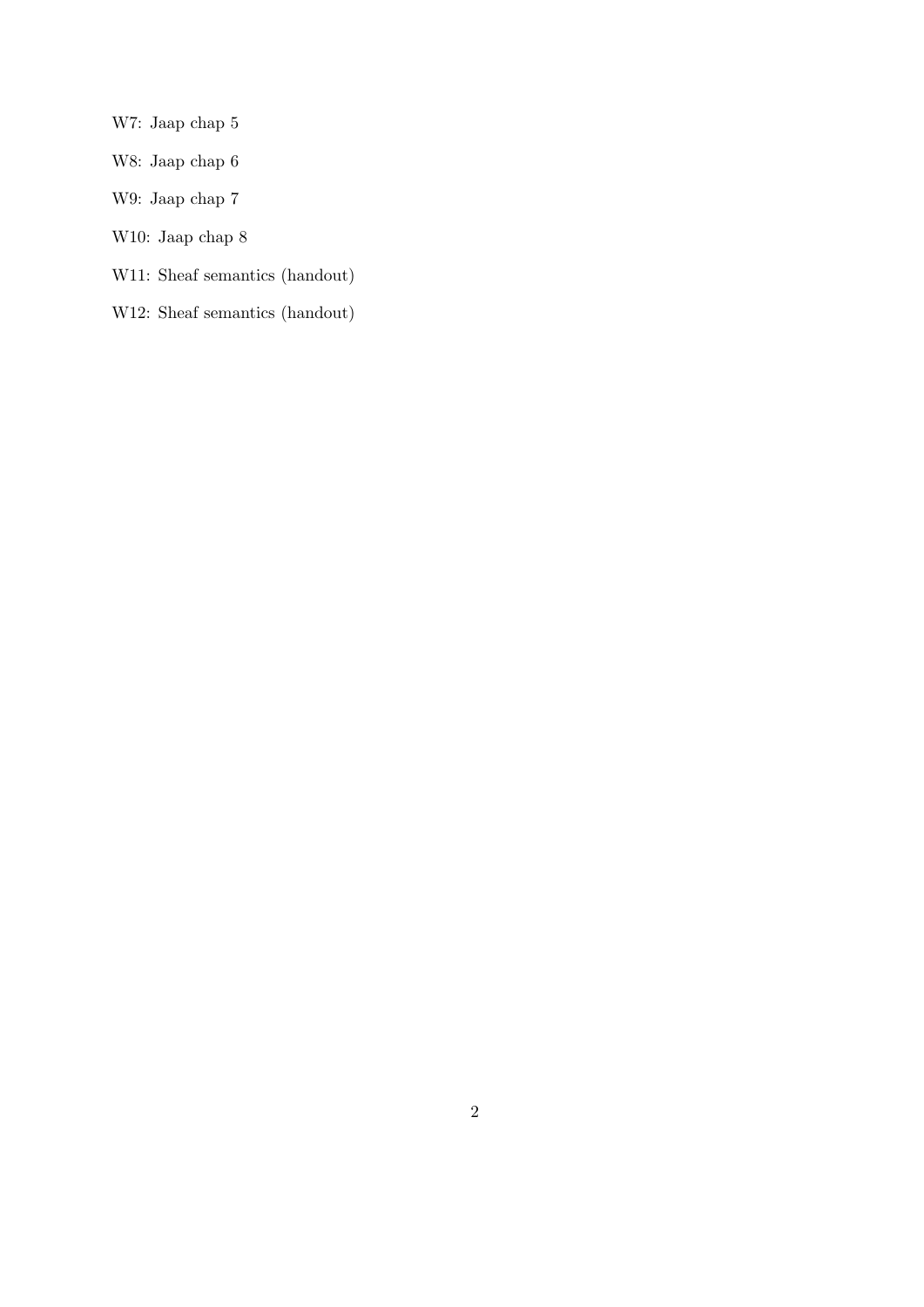W7: Jaap chap 5

W8: Jaap chap 6

W9: Jaap chap 7

W10: Jaap chap 8

W11: Sheaf semantics (handout)

W12: Sheaf semantics (handout)